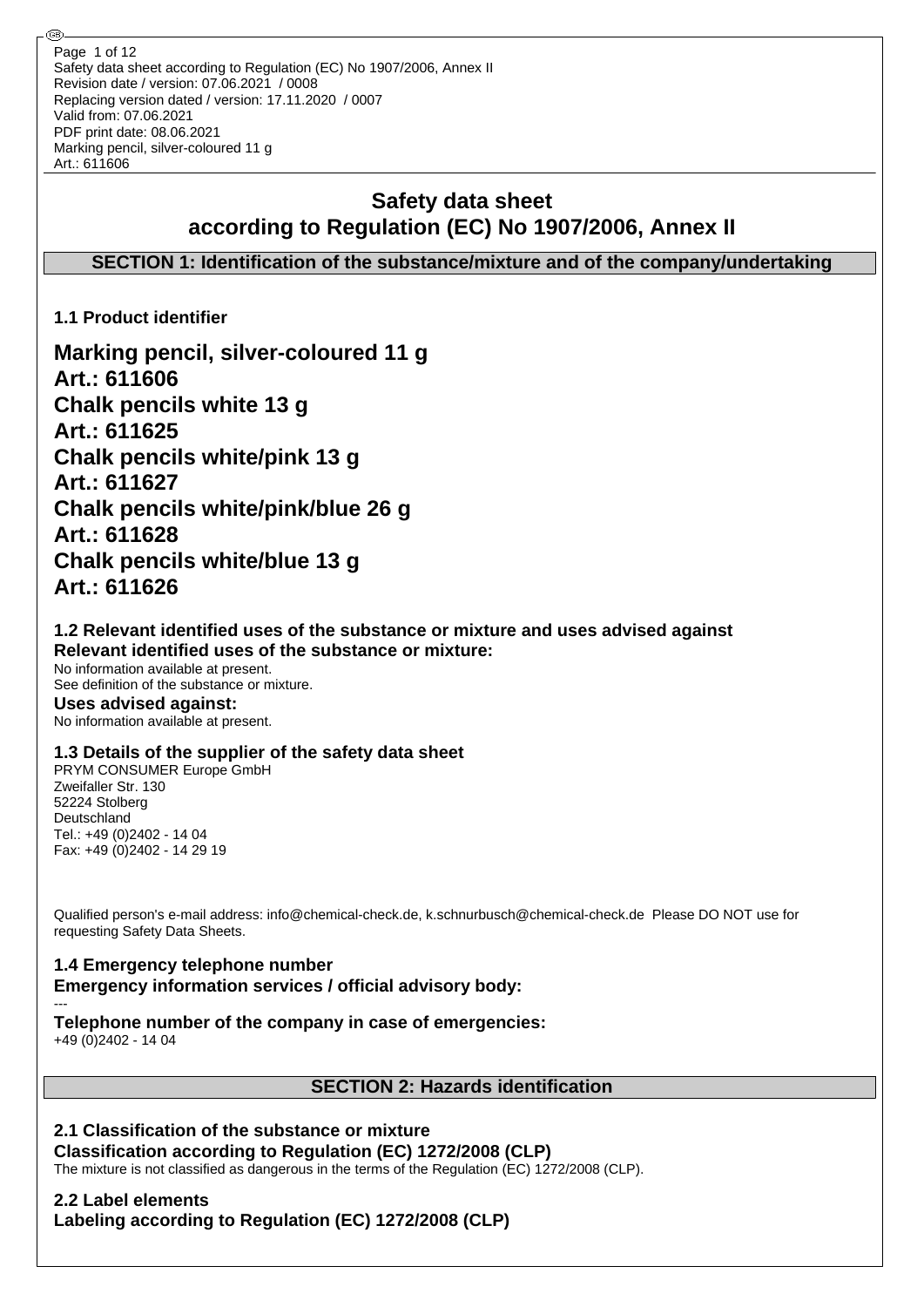# Safety data sheet according to Regulation (EC) No 1907/2006, Annex II

## SECTION 1: Identification of the substance/mixture and of the company/undertaking

### 1.1 Product identifier

**Marking pencil, silver-coloured 11 g**
**Art.: 611606**
**Chalk pencils white 13 g**
**Art.: 611625**
**Chalk pencils white/pink 13 g**
**Art.: 611627**
**Chalk pencils white/pink/blue 26 g**
**Art.: 611628**
**Chalk pencils white/blue 13 g**
**Art.: 611626**

### 1.2 Relevant identified uses of the substance or mixture and uses advised against

**Relevant identified uses of the substance or mixture:**

No information available at present.
See definition of the substance or mixture.

**Uses advised against:**

No information available at present.

### 1.3 Details of the supplier of the safety data sheet

PRYM CONSUMER Europe GmbH
Zweifaller Str. 130
52224 Stolberg
Deutschland
Tel.: +49 (0)2402 - 14 04
Fax: +49 (0)2402 - 14 29 19

Qualified person's e-mail address: info@chemical-check.de, k.schnurbusch@chemical-check.de Please DO NOT use for requesting Safety Data Sheets.

### 1.4 Emergency telephone number

**Emergency information services / official advisory body:**

---

**Telephone number of the company in case of emergencies:**

+49 (0)2402 - 14 04

## SECTION 2: Hazards identification

### 2.1 Classification of the substance or mixture

**Classification according to Regulation (EC) 1272/2008 (CLP)**

The mixture is not classified as dangerous in the terms of the Regulation (EC) 1272/2008 (CLP).

### 2.2 Label elements

**Labeling according to Regulation (EC) 1272/2008 (CLP)**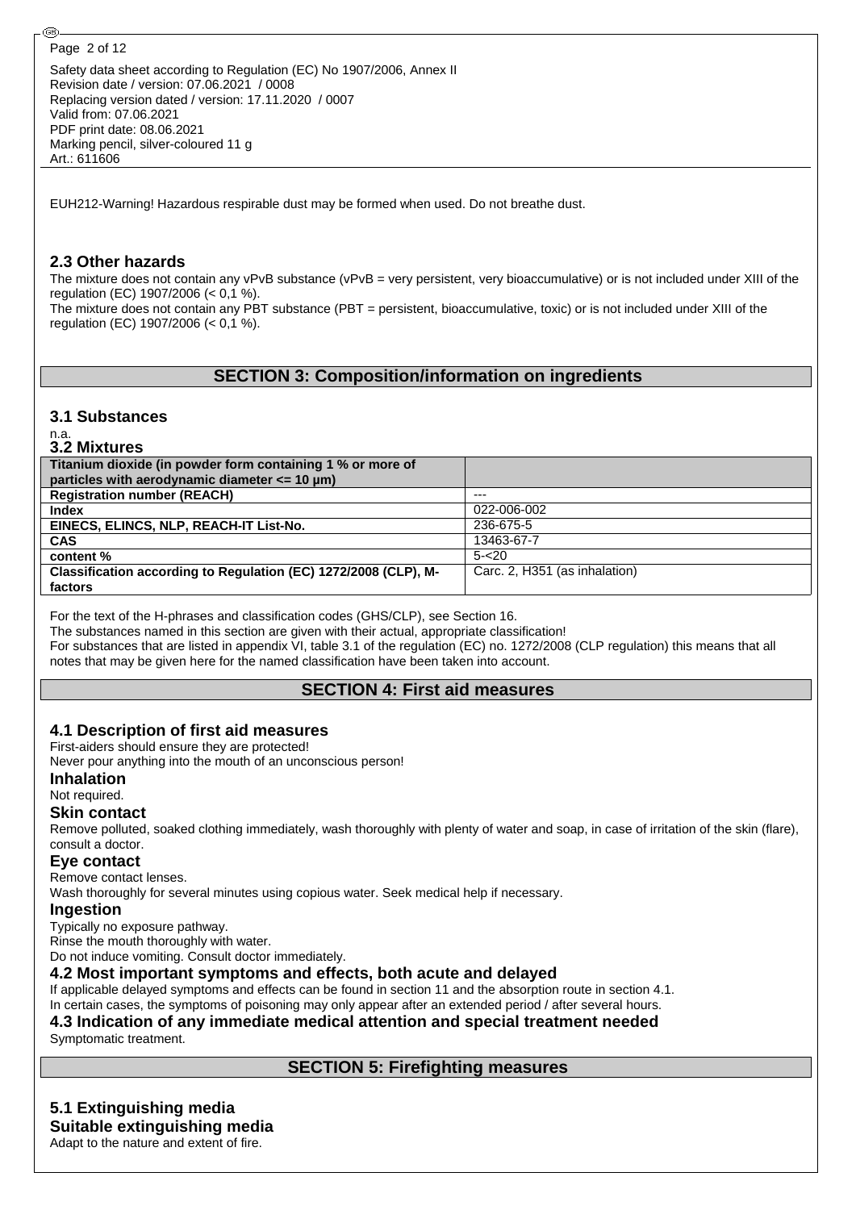EUH212-Warning! Hazardous respirable dust may be formed when used. Do not breathe dust.

### 2.3 Other hazards

The mixture does not contain any vPvB substance (vPvB = very persistent, very bioaccumulative) or is not included under XIII of the regulation (EC) 1907/2006 (< 0,1 %).
The mixture does not contain any PBT substance (PBT = persistent, bioaccumulative, toxic) or is not included under XIII of the regulation (EC) 1907/2006 (< 0,1 %).

## SECTION 3: Composition/information on ingredients

### 3.1 Substances

n.a.

### 3.2 Mixtures

| Titanium dioxide (in powder form containing 1 % or more of particles with aerodynamic diameter <= 10 µm) | |
|---|---|
| **Registration number (REACH)** | --- |
| **Index** | 022-006-002 |
| **EINECS, ELINCS, NLP, REACH-IT List-No.** | 236-675-5 |
| **CAS** | 13463-67-7 |
| **content %** | 5-<20 |
| **Classification according to Regulation (EC) 1272/2008 (CLP), M-factors** | Carc. 2, H351 (as inhalation) |

For the text of the H-phrases and classification codes (GHS/CLP), see Section 16.
The substances named in this section are given with their actual, appropriate classification!
For substances that are listed in appendix VI, table 3.1 of the regulation (EC) no. 1272/2008 (CLP regulation) this means that all notes that may be given here for the named classification have been taken into account.

## SECTION 4: First aid measures

### 4.1 Description of first aid measures

First-aiders should ensure they are protected!
Never pour anything into the mouth of an unconscious person!

**Inhalation**

Not required.

**Skin contact**

Remove polluted, soaked clothing immediately, wash thoroughly with plenty of water and soap, in case of irritation of the skin (flare), consult a doctor.

**Eye contact**

Remove contact lenses.
Wash thoroughly for several minutes using copious water. Seek medical help if necessary.

**Ingestion**

Typically no exposure pathway.
Rinse the mouth thoroughly with water.
Do not induce vomiting. Consult doctor immediately.

### 4.2 Most important symptoms and effects, both acute and delayed

If applicable delayed symptoms and effects can be found in section 11 and the absorption route in section 4.1.
In certain cases, the symptoms of poisoning may only appear after an extended period / after several hours.

### 4.3 Indication of any immediate medical attention and special treatment needed

Symptomatic treatment.

## SECTION 5: Firefighting measures

### 5.1 Extinguishing media

**Suitable extinguishing media**

Adapt to the nature and extent of fire.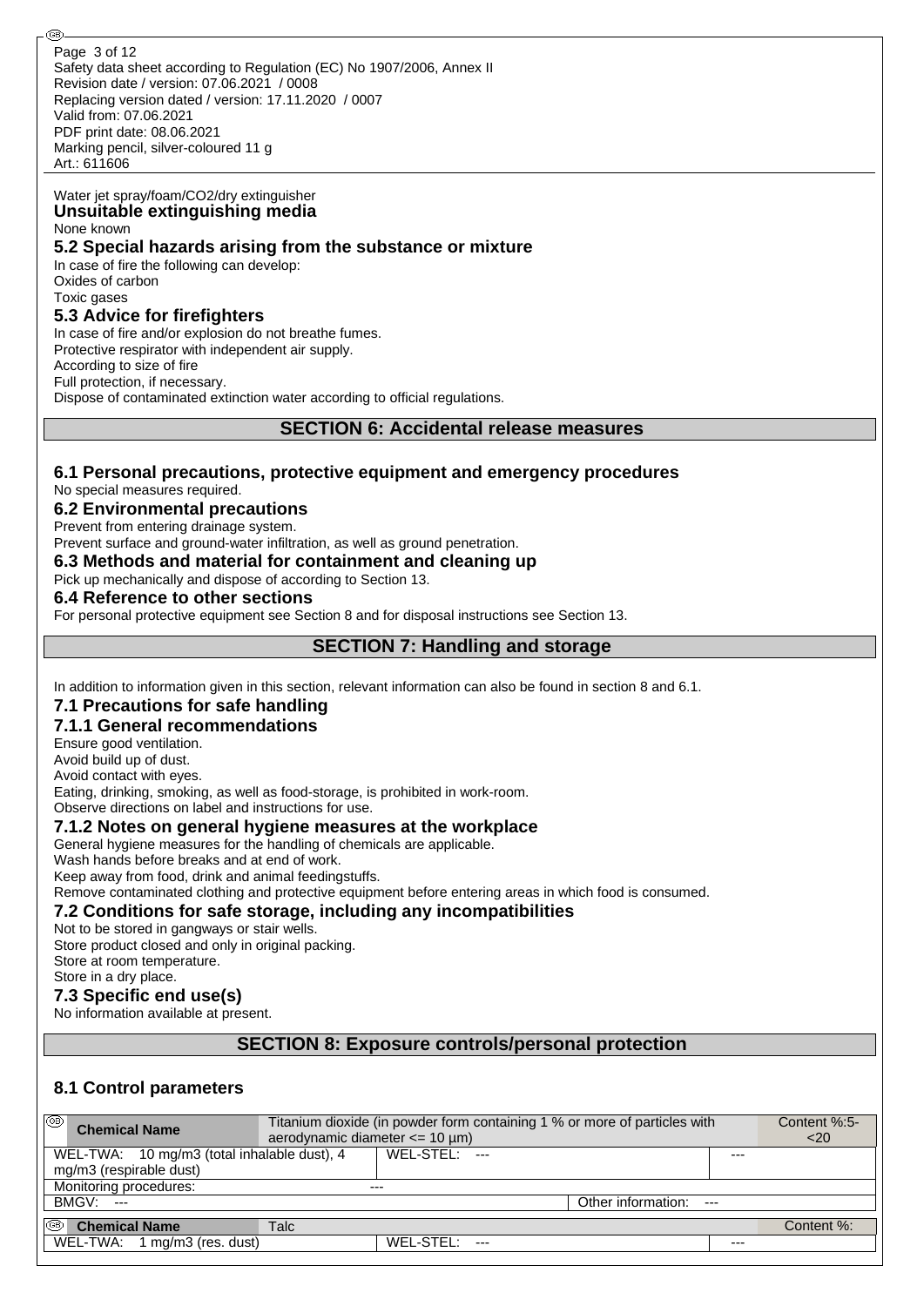Water jet spray/foam/CO2/dry extinguisher

**Unsuitable extinguishing media**

None known

### 5.2 Special hazards arising from the substance or mixture

In case of fire the following can develop:
Oxides of carbon
Toxic gases

### 5.3 Advice for firefighters

In case of fire and/or explosion do not breathe fumes.
Protective respirator with independent air supply.
According to size of fire
Full protection, if necessary.
Dispose of contaminated extinction water according to official regulations.

## SECTION 6: Accidental release measures

### 6.1 Personal precautions, protective equipment and emergency procedures

No special measures required.

### 6.2 Environmental precautions

Prevent from entering drainage system.
Prevent surface and ground-water infiltration, as well as ground penetration.

### 6.3 Methods and material for containment and cleaning up

Pick up mechanically and dispose of according to Section 13.

### 6.4 Reference to other sections

For personal protective equipment see Section 8 and for disposal instructions see Section 13.

## SECTION 7: Handling and storage

In addition to information given in this section, relevant information can also be found in section 8 and 6.1.

### 7.1 Precautions for safe handling

### 7.1.1 General recommendations

Ensure good ventilation.
Avoid build up of dust.
Avoid contact with eyes.
Eating, drinking, smoking, as well as food-storage, is prohibited in work-room.
Observe directions on label and instructions for use.

### 7.1.2 Notes on general hygiene measures at the workplace

General hygiene measures for the handling of chemicals are applicable.
Wash hands before breaks and at end of work.
Keep away from food, drink and animal feedingstuffs.
Remove contaminated clothing and protective equipment before entering areas in which food is consumed.

### 7.2 Conditions for safe storage, including any incompatibilities

Not to be stored in gangways or stair wells.
Store product closed and only in original packing.
Store at room temperature.
Store in a dry place.

### 7.3 Specific end use(s)

No information available at present.

## SECTION 8: Exposure controls/personal protection

### 8.1 Control parameters

| **Chemical Name** | Titanium dioxide (in powder form containing 1 % or more of particles with aerodynamic diameter <= 10 µm) | | Content %:5-<20 |
|---|---|---|---|
| WEL-TWA: 10 mg/m3 (total inhalable dust), 4 mg/m3 (respirable dust) | WEL-STEL: --- | --- | |
| Monitoring procedures: | --- | | |
| BMGV: --- | | Other information: --- | |
| **Chemical Name** | Talc | | Content %: |
| WEL-TWA: 1 mg/m3 (res. dust) | WEL-STEL: --- | --- | |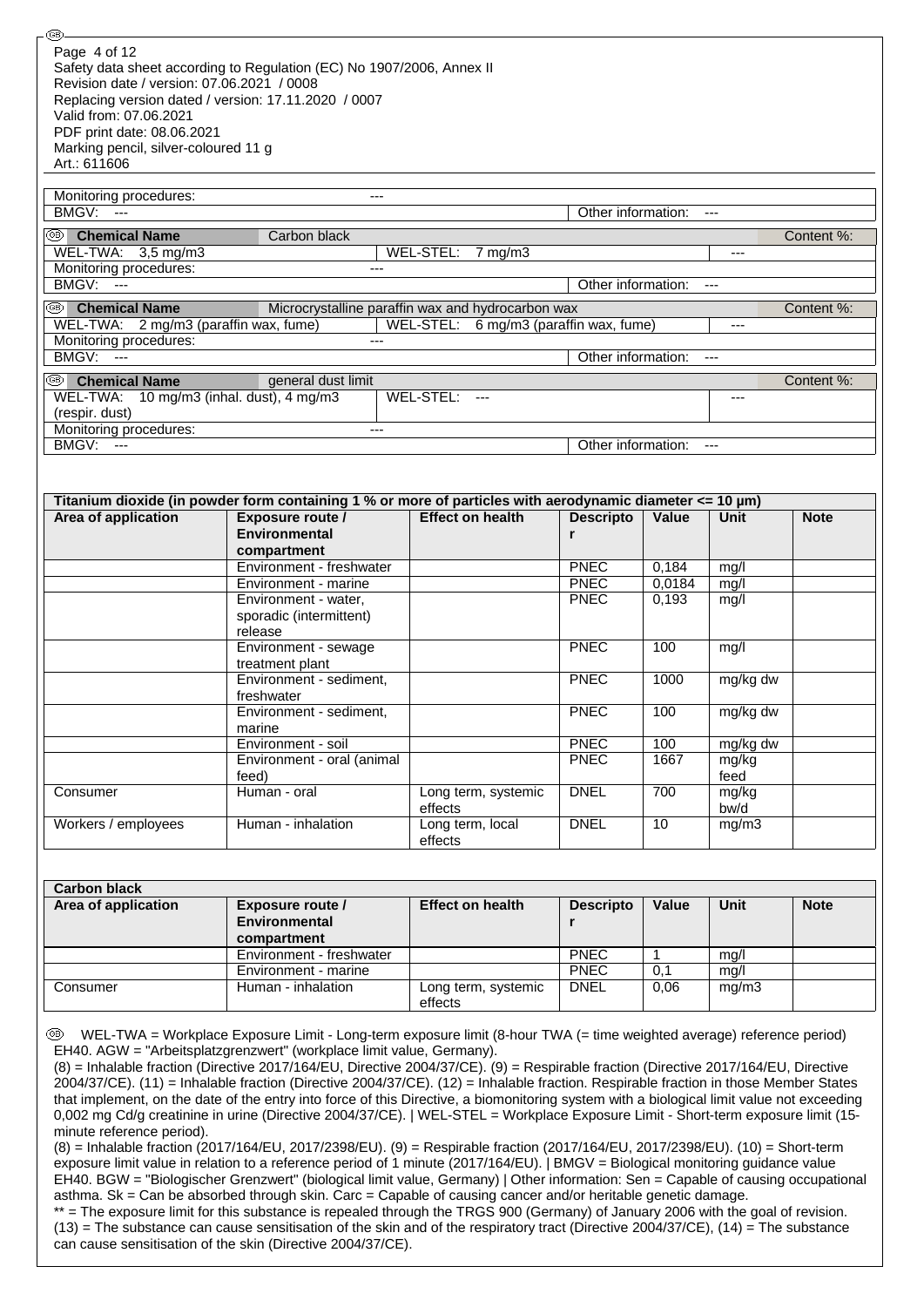| Monitoring procedures: | --- | | |
|---|---|---|---|
| BMGV: --- | | Other information: --- | |

| Chemical Name | Carbon black | | Content %: |
|---|---|---|---|
| WEL-TWA: 3,5 mg/m3 | WEL-STEL: 7 mg/m3 | | --- |
| Monitoring procedures: | --- | | |
| BMGV: --- | | Other information: --- | |

| Chemical Name | Microcrystalline paraffin wax and hydrocarbon wax | | Content %: |
|---|---|---|---|
| WEL-TWA: 2 mg/m3 (paraffin wax, fume) | WEL-STEL: 6 mg/m3 (paraffin wax, fume) | | --- |
| Monitoring procedures: | --- | | |
| BMGV: --- | | Other information: --- | |

| Chemical Name | general dust limit | | Content %: |
|---|---|---|---|
| WEL-TWA: 10 mg/m3 (inhal. dust), 4 mg/m3 (respir. dust) | WEL-STEL: --- | | --- |
| Monitoring procedures: | --- | | |
| BMGV: --- | | Other information: --- | |

**Titanium dioxide (in powder form containing 1 % or more of particles with aerodynamic diameter <= 10 µm)**

| Area of application | Exposure route / Environmental compartment | Effect on health | Descriptor | Value | Unit | Note |
|---|---|---|---|---|---|---|
| | Environment - freshwater | | PNEC | 0,184 | mg/l | |
| | Environment - marine | | PNEC | 0,0184 | mg/l | |
| | Environment - water, sporadic (intermittent) release | | PNEC | 0,193 | mg/l | |
| | Environment - sewage treatment plant | | PNEC | 100 | mg/l | |
| | Environment - sediment, freshwater | | PNEC | 1000 | mg/kg dw | |
| | Environment - sediment, marine | | PNEC | 100 | mg/kg dw | |
| | Environment - soil | | PNEC | 100 | mg/kg dw | |
| | Environment - oral (animal feed) | | PNEC | 1667 | mg/kg feed | |
| Consumer | Human - oral | Long term, systemic effects | DNEL | 700 | mg/kg bw/d | |
| Workers / employees | Human - inhalation | Long term, local effects | DNEL | 10 | mg/m3 | |

**Carbon black**

| Area of application | Exposure route / Environmental compartment | Effect on health | Descriptor | Value | Unit | Note |
|---|---|---|---|---|---|---|
| | Environment - freshwater | | PNEC | 1 | mg/l | |
| | Environment - marine | | PNEC | 0,1 | mg/l | |
| Consumer | Human - inhalation | Long term, systemic effects | DNEL | 0,06 | mg/m3 | |

WEL-TWA = Workplace Exposure Limit - Long-term exposure limit (8-hour TWA (= time weighted average) reference period) EH40. AGW = "Arbeitsplatzgrenzwert" (workplace limit value, Germany).
(8) = Inhalable fraction (Directive 2017/164/EU, Directive 2004/37/CE). (9) = Respirable fraction (Directive 2017/164/EU, Directive 2004/37/CE). (11) = Inhalable fraction (Directive 2004/37/CE). (12) = Inhalable fraction. Respirable fraction in those Member States that implement, on the date of the entry into force of this Directive, a biomonitoring system with a biological limit value not exceeding 0,002 mg Cd/g creatinine in urine (Directive 2004/37/CE). | WEL-STEL = Workplace Exposure Limit - Short-term exposure limit (15-minute reference period).
(8) = Inhalable fraction (2017/164/EU, 2017/2398/EU). (9) = Respirable fraction (2017/164/EU, 2017/2398/EU). (10) = Short-term exposure limit value in relation to a reference period of 1 minute (2017/164/EU). | BMGV = Biological monitoring guidance value EH40. BGW = "Biologischer Grenzwert" (biological limit value, Germany) | Other information: Sen = Capable of causing occupational asthma. Sk = Can be absorbed through skin. Carc = Capable of causing cancer and/or heritable genetic damage.
** = The exposure limit for this substance is repealed through the TRGS 900 (Germany) of January 2006 with the goal of revision.
(13) = The substance can cause sensitisation of the skin and of the respiratory tract (Directive 2004/37/CE), (14) = The substance can cause sensitisation of the skin (Directive 2004/37/CE).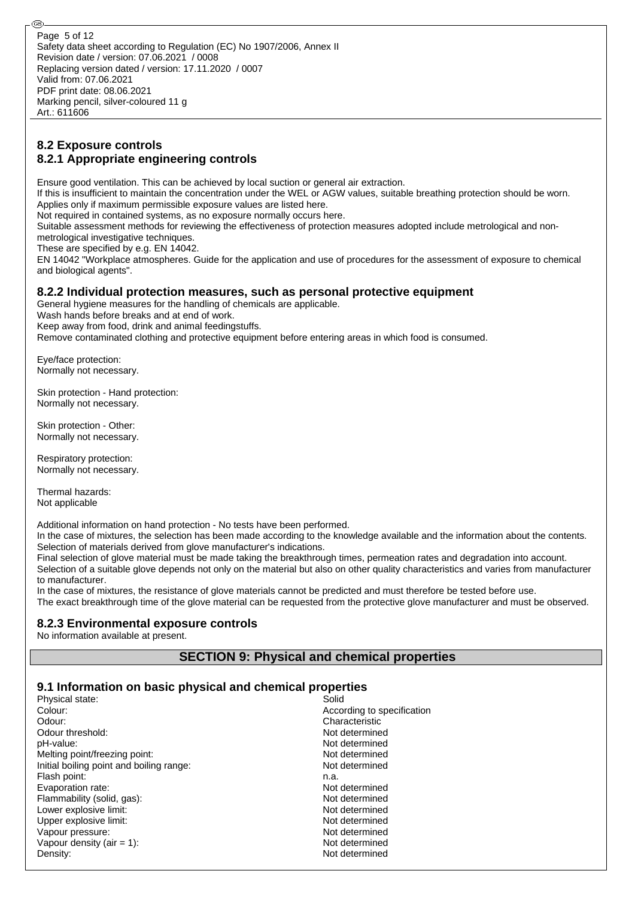## 8.2 Exposure controls

### 8.2.1 Appropriate engineering controls

Ensure good ventilation. This can be achieved by local suction or general air extraction.
If this is insufficient to maintain the concentration under the WEL or AGW values, suitable breathing protection should be worn.
Applies only if maximum permissible exposure values are listed here.
Not required in contained systems, as no exposure normally occurs here.
Suitable assessment methods for reviewing the effectiveness of protection measures adopted include metrological and non-metrological investigative techniques.
These are specified by e.g. EN 14042.
EN 14042 "Workplace atmospheres. Guide for the application and use of procedures for the assessment of exposure to chemical and biological agents".

### 8.2.2 Individual protection measures, such as personal protective equipment

General hygiene measures for the handling of chemicals are applicable.
Wash hands before breaks and at end of work.
Keep away from food, drink and animal feedingstuffs.
Remove contaminated clothing and protective equipment before entering areas in which food is consumed.

Eye/face protection:
Normally not necessary.

Skin protection - Hand protection:
Normally not necessary.

Skin protection - Other:
Normally not necessary.

Respiratory protection:
Normally not necessary.

Thermal hazards:
Not applicable

Additional information on hand protection - No tests have been performed.
In the case of mixtures, the selection has been made according to the knowledge available and the information about the contents.
Selection of materials derived from glove manufacturer's indications.
Final selection of glove material must be made taking the breakthrough times, permeation rates and degradation into account.
Selection of a suitable glove depends not only on the material but also on other quality characteristics and varies from manufacturer to manufacturer.
In the case of mixtures, the resistance of glove materials cannot be predicted and must therefore be tested before use.
The exact breakthrough time of the glove material can be requested from the protective glove manufacturer and must be observed.

### 8.2.3 Environmental exposure controls

No information available at present.

## SECTION 9: Physical and chemical properties

### 9.1 Information on basic physical and chemical properties

| | |
|---|---|
| Physical state: | Solid |
| Colour: | According to specification |
| Odour: | Characteristic |
| Odour threshold: | Not determined |
| pH-value: | Not determined |
| Melting point/freezing point: | Not determined |
| Initial boiling point and boiling range: | Not determined |
| Flash point: | n.a. |
| Evaporation rate: | Not determined |
| Flammability (solid, gas): | Not determined |
| Lower explosive limit: | Not determined |
| Upper explosive limit: | Not determined |
| Vapour pressure: | Not determined |
| Vapour density (air = 1): | Not determined |
| Density: | Not determined |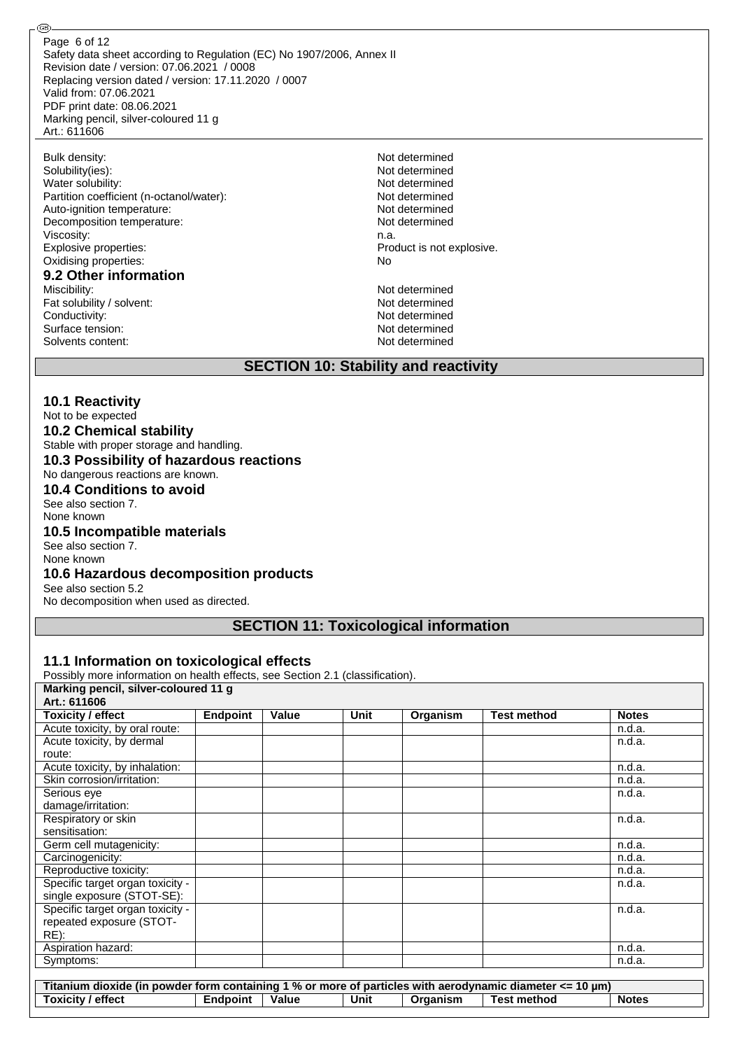Bulk density: Not determined
Solubility(ies): Not determined
Water solubility: Not determined
Partition coefficient (n-octanol/water): Not determined
Auto-ignition temperature: Not determined
Decomposition temperature: Not determined
Viscosity: n.a.
Explosive properties: Product is not explosive.
Oxidising properties: No

### 9.2 Other information

Miscibility: Not determined
Fat solubility / solvent: Not determined
Conductivity: Not determined
Surface tension: Not determined
Solvents content: Not determined

## SECTION 10: Stability and reactivity

### 10.1 Reactivity

Not to be expected

### 10.2 Chemical stability

Stable with proper storage and handling.

### 10.3 Possibility of hazardous reactions

No dangerous reactions are known.

### 10.4 Conditions to avoid

See also section 7.
None known

### 10.5 Incompatible materials

See also section 7.
None known

### 10.6 Hazardous decomposition products

See also section 5.2
No decomposition when used as directed.

## SECTION 11: Toxicological information

### 11.1 Information on toxicological effects

Possibly more information on health effects, see Section 2.1 (classification).

| Marking pencil, silver-coloured 11 g Art.: 611606 | | | | | | |
|---|---|---|---|---|---|---|
| **Toxicity / effect** | **Endpoint** | **Value** | **Unit** | **Organism** | **Test method** | **Notes** |
| Acute toxicity, by oral route: | | | | | | n.d.a. |
| Acute toxicity, by dermal route: | | | | | | n.d.a. |
| Acute toxicity, by inhalation: | | | | | | n.d.a. |
| Skin corrosion/irritation: | | | | | | n.d.a. |
| Serious eye damage/irritation: | | | | | | n.d.a. |
| Respiratory or skin sensitisation: | | | | | | n.d.a. |
| Germ cell mutagenicity: | | | | | | n.d.a. |
| Carcinogenicity: | | | | | | n.d.a. |
| Reproductive toxicity: | | | | | | n.d.a. |
| Specific target organ toxicity - single exposure (STOT-SE): | | | | | | n.d.a. |
| Specific target organ toxicity - repeated exposure (STOT-RE): | | | | | | n.d.a. |
| Aspiration hazard: | | | | | | n.d.a. |
| Symptoms: | | | | | | n.d.a. |

| Titanium dioxide (in powder form containing 1 % or more of particles with aerodynamic diameter <= 10 µm) | | | | | | |
|---|---|---|---|---|---|---|
| **Toxicity / effect** | **Endpoint** | **Value** | **Unit** | **Organism** | **Test method** | **Notes** |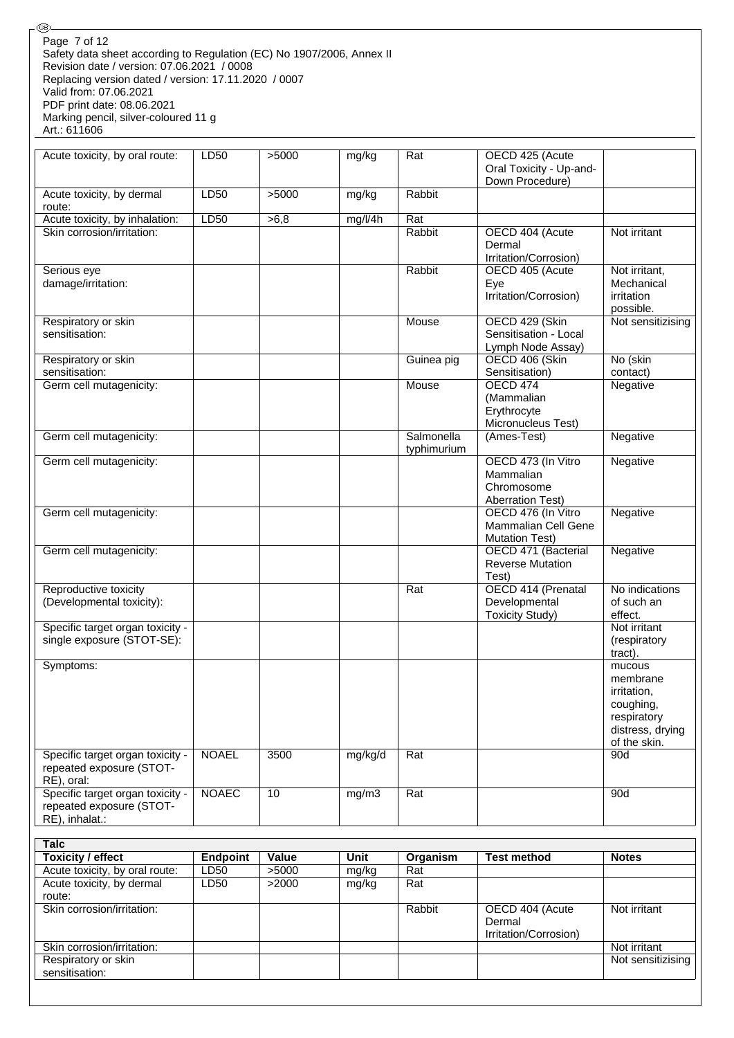| Acute toxicity, by oral route: | LD50 | >5000 | mg/kg | Rat | OECD 425 (Acute Oral Toxicity - Up-and-Down Procedure) | |
|---|---|---|---|---|---|---|
| Acute toxicity, by dermal route: | LD50 | >5000 | mg/kg | Rabbit | | |
| Acute toxicity, by inhalation: | LD50 | >6,8 | mg/l/4h | Rat | | |
| Skin corrosion/irritation: | | | | Rabbit | OECD 404 (Acute Dermal Irritation/Corrosion) | Not irritant |
| Serious eye damage/irritation: | | | | Rabbit | OECD 405 (Acute Eye Irritation/Corrosion) | Not irritant, Mechanical irritation possible. |
| Respiratory or skin sensitisation: | | | | Mouse | OECD 429 (Skin Sensitisation - Local Lymph Node Assay) | Not sensitizising |
| Respiratory or skin sensitisation: | | | | Guinea pig | OECD 406 (Skin Sensitisation) | No (skin contact) |
| Germ cell mutagenicity: | | | | Mouse | OECD 474 (Mammalian Erythrocyte Micronucleus Test) | Negative |
| Germ cell mutagenicity: | | | | Salmonella typhimurium | (Ames-Test) | Negative |
| Germ cell mutagenicity: | | | | | OECD 473 (In Vitro Mammalian Chromosome Aberration Test) | Negative |
| Germ cell mutagenicity: | | | | | OECD 476 (In Vitro Mammalian Cell Gene Mutation Test) | Negative |
| Germ cell mutagenicity: | | | | | OECD 471 (Bacterial Reverse Mutation Test) | Negative |
| Reproductive toxicity (Developmental toxicity): | | | | Rat | OECD 414 (Prenatal Developmental Toxicity Study) | No indications of such an effect. |
| Specific target organ toxicity - single exposure (STOT-SE): | | | | | | Not irritant (respiratory tract). |
| Symptoms: | | | | | | mucous membrane irritation, coughing, respiratory distress, drying of the skin. |
| Specific target organ toxicity - repeated exposure (STOT-RE), oral: | NOAEL | 3500 | mg/kg/d | Rat | | 90d |
| Specific target organ toxicity - repeated exposure (STOT-RE), inhalat.: | NOAEC | 10 | mg/m3 | Rat | | 90d |

| Talc | | | | | | |
|---|---|---|---|---|---|---|
| **Toxicity / effect** | **Endpoint** | **Value** | **Unit** | **Organism** | **Test method** | **Notes** |
| Acute toxicity, by oral route: | LD50 | >5000 | mg/kg | Rat | | |
| Acute toxicity, by dermal route: | LD50 | >2000 | mg/kg | Rat | | |
| Skin corrosion/irritation: | | | | Rabbit | OECD 404 (Acute Dermal Irritation/Corrosion) | Not irritant |
| Skin corrosion/irritation: | | | | | | Not irritant |
| Respiratory or skin sensitisation: | | | | | | Not sensitizising |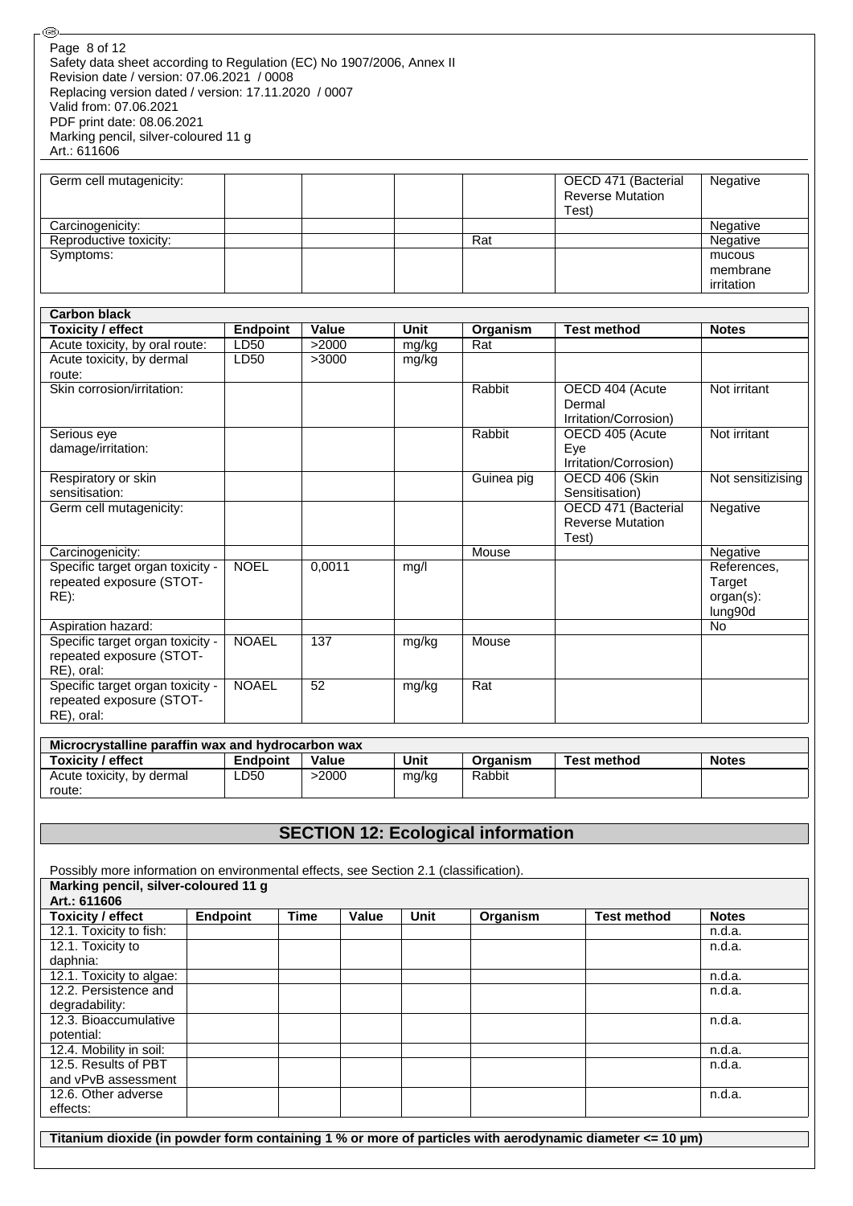| | | | | | | |
|---|---|---|---|---|---|---|
| Germ cell mutagenicity: | | | | | OECD 471 (Bacterial Reverse Mutation Test) | Negative |
| Carcinogenicity: | | | | | | Negative |
| Reproductive toxicity: | | | | Rat | | Negative |
| Symptoms: | | | | | | mucous membrane irritation |

| Carbon black | | | | | | |
|---|---|---|---|---|---|---|
| **Toxicity / effect** | **Endpoint** | **Value** | **Unit** | **Organism** | **Test method** | **Notes** |
| Acute toxicity, by oral route: | LD50 | >2000 | mg/kg | Rat | | |
| Acute toxicity, by dermal route: | LD50 | >3000 | mg/kg | | | |
| Skin corrosion/irritation: | | | | Rabbit | OECD 404 (Acute Dermal Irritation/Corrosion) | Not irritant |
| Serious eye damage/irritation: | | | | Rabbit | OECD 405 (Acute Eye Irritation/Corrosion) | Not irritant |
| Respiratory or skin sensitisation: | | | | Guinea pig | OECD 406 (Skin Sensitisation) | Not sensitizising |
| Germ cell mutagenicity: | | | | | OECD 471 (Bacterial Reverse Mutation Test) | Negative |
| Carcinogenicity: | | | | Mouse | | Negative |
| Specific target organ toxicity - repeated exposure (STOT-RE): | NOEL | 0,0011 | mg/l | | | References, Target organ(s): lung90d |
| Aspiration hazard: | | | | | | No |
| Specific target organ toxicity - repeated exposure (STOT-RE), oral: | NOAEL | 137 | mg/kg | Mouse | | |
| Specific target organ toxicity - repeated exposure (STOT-RE), oral: | NOAEL | 52 | mg/kg | Rat | | |

| Microcrystalline paraffin wax and hydrocarbon wax | | | | | | |
|---|---|---|---|---|---|---|
| **Toxicity / effect** | **Endpoint** | **Value** | **Unit** | **Organism** | **Test method** | **Notes** |
| Acute toxicity, by dermal route: | LD50 | >2000 | mg/kg | Rabbit | | |

## SECTION 12: Ecological information

Possibly more information on environmental effects, see Section 2.1 (classification).

| Marking pencil, silver-coloured 11 g Art.: 611606 | | | | | | | |
|---|---|---|---|---|---|---|---|
| **Toxicity / effect** | **Endpoint** | **Time** | **Value** | **Unit** | **Organism** | **Test method** | **Notes** |
| 12.1. Toxicity to fish: | | | | | | | n.d.a. |
| 12.1. Toxicity to daphnia: | | | | | | | n.d.a. |
| 12.1. Toxicity to algae: | | | | | | | n.d.a. |
| 12.2. Persistence and degradability: | | | | | | | n.d.a. |
| 12.3. Bioaccumulative potential: | | | | | | | n.d.a. |
| 12.4. Mobility in soil: | | | | | | | n.d.a. |
| 12.5. Results of PBT and vPvB assessment | | | | | | | n.d.a. |
| 12.6. Other adverse effects: | | | | | | | n.d.a. |

**Titanium dioxide (in powder form containing 1 % or more of particles with aerodynamic diameter <= 10 µm)**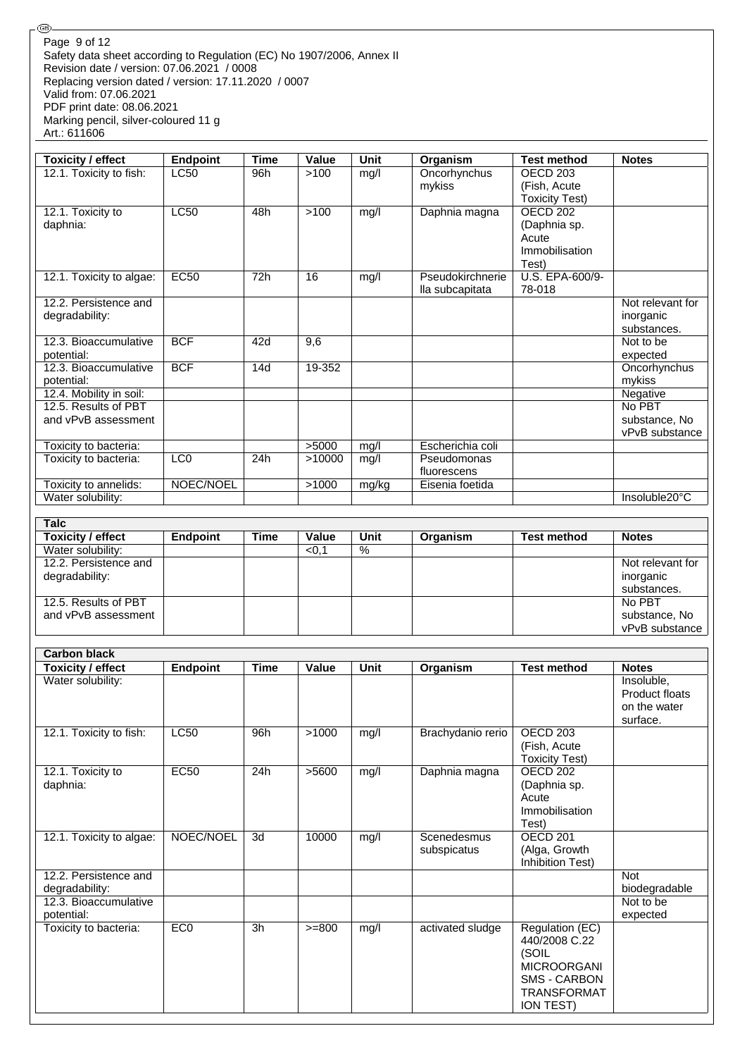| Toxicity / effect | Endpoint | Time | Value | Unit | Organism | Test method | Notes |
|---|---|---|---|---|---|---|---|
| 12.1. Toxicity to fish: | LC50 | 96h | >100 | mg/l | Oncorhynchus mykiss | OECD 203 (Fish, Acute Toxicity Test) | |
| 12.1. Toxicity to daphnia: | LC50 | 48h | >100 | mg/l | Daphnia magna | OECD 202 (Daphnia sp. Acute Immobilisation Test) | |
| 12.1. Toxicity to algae: | EC50 | 72h | 16 | mg/l | Pseudokirchneriella subcapitata | U.S. EPA-600/9-78-018 | |
| 12.2. Persistence and degradability: | | | | | | | Not relevant for inorganic substances. |
| 12.3. Bioaccumulative potential: | BCF | 42d | 9,6 | | | | Not to be expected |
| 12.3. Bioaccumulative potential: | BCF | 14d | 19-352 | | | | Oncorhynchus mykiss |
| 12.4. Mobility in soil: | | | | | | | Negative |
| 12.5. Results of PBT and vPvB assessment | | | | | | | No PBT substance, No vPvB substance |
| Toxicity to bacteria: | | | >5000 | mg/l | Escherichia coli | | |
| Toxicity to bacteria: | LC0 | 24h | >10000 | mg/l | Pseudomonas fluorescens | | |
| Toxicity to annelids: | NOEC/NOEL | | >1000 | mg/kg | Eisenia foetida | | |
| Water solubility: | | | | | | | Insoluble20°C |

**Talc**

| Toxicity / effect | Endpoint | Time | Value | Unit | Organism | Test method | Notes |
|---|---|---|---|---|---|---|---|
| Water solubility: | | | <0,1 | % | | | |
| 12.2. Persistence and degradability: | | | | | | | Not relevant for inorganic substances. |
| 12.5. Results of PBT and vPvB assessment | | | | | | | No PBT substance, No vPvB substance |

**Carbon black**

| Toxicity / effect | Endpoint | Time | Value | Unit | Organism | Test method | Notes |
|---|---|---|---|---|---|---|---|
| Water solubility: | | | | | | | Insoluble, Product floats on the water surface. |
| 12.1. Toxicity to fish: | LC50 | 96h | >1000 | mg/l | Brachydanio rerio | OECD 203 (Fish, Acute Toxicity Test) | |
| 12.1. Toxicity to daphnia: | EC50 | 24h | >5600 | mg/l | Daphnia magna | OECD 202 (Daphnia sp. Acute Immobilisation Test) | |
| 12.1. Toxicity to algae: | NOEC/NOEL | 3d | 10000 | mg/l | Scenedesmus subspicatus | OECD 201 (Alga, Growth Inhibition Test) | |
| 12.2. Persistence and degradability: | | | | | | | Not biodegradable |
| 12.3. Bioaccumulative potential: | | | | | | | Not to be expected |
| Toxicity to bacteria: | EC0 | 3h | >=800 | mg/l | activated sludge | Regulation (EC) 440/2008 C.22 (SOIL MICROORGANISMS - CARBON TRANSFORMATION TEST) | |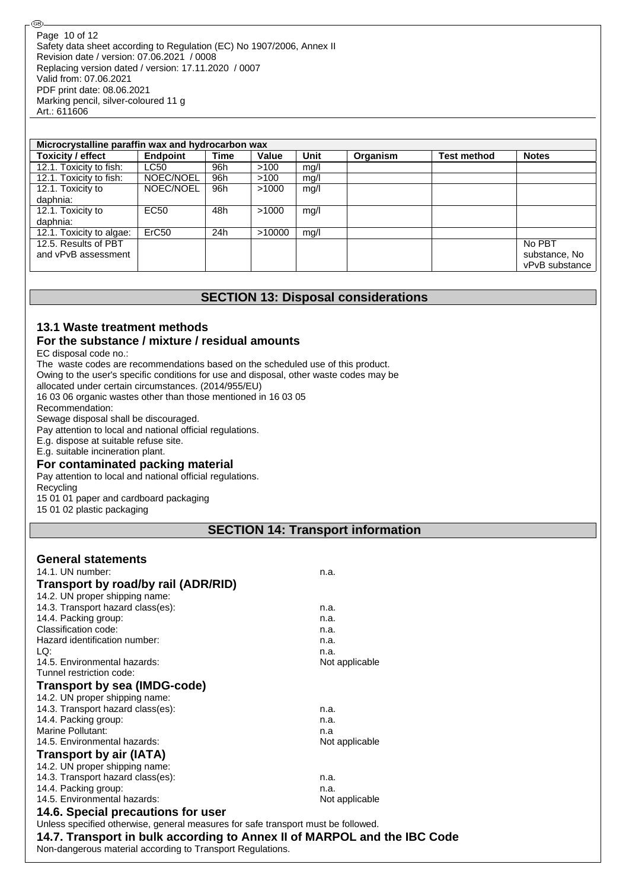| Microcrystalline paraffin wax and hydrocarbon wax | | | | | | | |
|---|---|---|---|---|---|---|---|
| **Toxicity / effect** | **Endpoint** | **Time** | **Value** | **Unit** | **Organism** | **Test method** | **Notes** |
| 12.1. Toxicity to fish: | LC50 | 96h | >100 | mg/l | | | |
| 12.1. Toxicity to fish: | NOEC/NOEL | 96h | >100 | mg/l | | | |
| 12.1. Toxicity to daphnia: | NOEC/NOEL | 96h | >1000 | mg/l | | | |
| 12.1. Toxicity to daphnia: | EC50 | 48h | >1000 | mg/l | | | |
| 12.1. Toxicity to algae: | ErC50 | 24h | >10000 | mg/l | | | |
| 12.5. Results of PBT and vPvB assessment | | | | | | | No PBT substance, No vPvB substance |

## SECTION 13: Disposal considerations

### 13.1 Waste treatment methods

### For the substance / mixture / residual amounts

EC disposal code no.:
The waste codes are recommendations based on the scheduled use of this product.
Owing to the user's specific conditions for use and disposal, other waste codes may be allocated under certain circumstances. (2014/955/EU)
16 03 06 organic wastes other than those mentioned in 16 03 05
Recommendation:
Sewage disposal shall be discouraged.
Pay attention to local and national official regulations.
E.g. dispose at suitable refuse site.
E.g. suitable incineration plant.

### For contaminated packing material

Pay attention to local and national official regulations.
Recycling
15 01 01 paper and cardboard packaging
15 01 02 plastic packaging

## SECTION 14: Transport information

### General statements

14.1. UN number: n.a.

### Transport by road/by rail (ADR/RID)

14.2. UN proper shipping name:
14.3. Transport hazard class(es): n.a.
14.4. Packing group: n.a.
Classification code: n.a.
Hazard identification number: n.a.
LQ: n.a.
14.5. Environmental hazards: Not applicable
Tunnel restriction code:

### Transport by sea (IMDG-code)

14.2. UN proper shipping name:
14.3. Transport hazard class(es): n.a.
14.4. Packing group: n.a.
Marine Pollutant: n.a
14.5. Environmental hazards: Not applicable

### Transport by air (IATA)

14.2. UN proper shipping name:
14.3. Transport hazard class(es): n.a.
14.4. Packing group: n.a.
14.5. Environmental hazards: Not applicable

### 14.6. Special precautions for user

Unless specified otherwise, general measures for safe transport must be followed.

### 14.7. Transport in bulk according to Annex II of MARPOL and the IBC Code

Non-dangerous material according to Transport Regulations.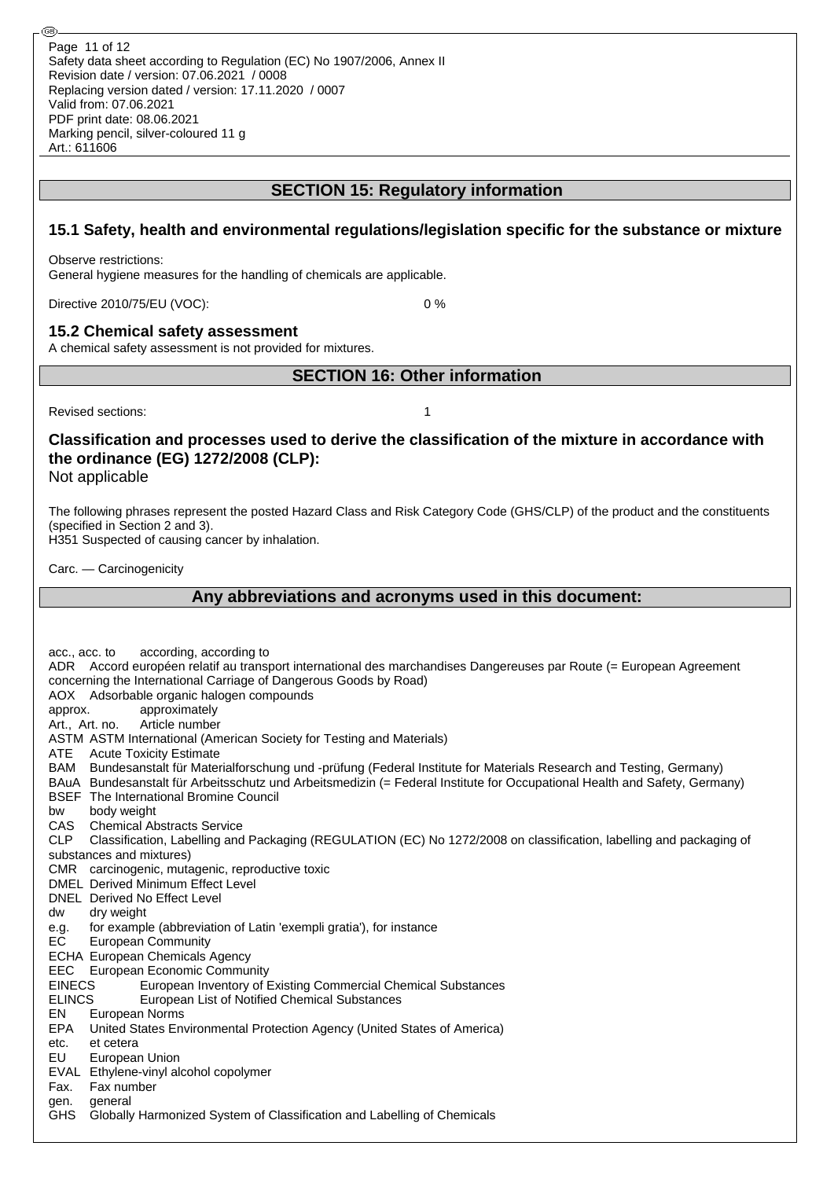## SECTION 15: Regulatory information

### 15.1 Safety, health and environmental regulations/legislation specific for the substance or mixture

Observe restrictions:
General hygiene measures for the handling of chemicals are applicable.

Directive 2010/75/EU (VOC): 0 %

### 15.2 Chemical safety assessment

A chemical safety assessment is not provided for mixtures.

## SECTION 16: Other information

Revised sections: 1

### Classification and processes used to derive the classification of the mixture in accordance with the ordinance (EG) 1272/2008 (CLP):

Not applicable

The following phrases represent the posted Hazard Class and Risk Category Code (GHS/CLP) of the product and the constituents (specified in Section 2 and 3).
H351 Suspected of causing cancer by inhalation.

Carc. — Carcinogenicity

## Any abbreviations and acronyms used in this document:

acc., acc. to according, according to
ADR Accord européen relatif au transport international des marchandises Dangereuses par Route (= European Agreement concerning the International Carriage of Dangerous Goods by Road)
AOX Adsorbable organic halogen compounds
approx. approximately
Art., Art. no. Article number
ASTM ASTM International (American Society for Testing and Materials)
ATE Acute Toxicity Estimate
BAM Bundesanstalt für Materialforschung und -prüfung (Federal Institute for Materials Research and Testing, Germany)
BAuA Bundesanstalt für Arbeitsschutz und Arbeitsmedizin (= Federal Institute for Occupational Health and Safety, Germany)
BSEF The International Bromine Council
bw body weight
CAS Chemical Abstracts Service
CLP Classification, Labelling and Packaging (REGULATION (EC) No 1272/2008 on classification, labelling and packaging of substances and mixtures)
CMR carcinogenic, mutagenic, reproductive toxic
DMEL Derived Minimum Effect Level
DNEL Derived No Effect Level
dw dry weight
e.g. for example (abbreviation of Latin 'exempli gratia'), for instance
EC European Community
ECHA European Chemicals Agency
EEC European Economic Community
EINECS European Inventory of Existing Commercial Chemical Substances
ELINCS European List of Notified Chemical Substances
EN European Norms
EPA United States Environmental Protection Agency (United States of America)
etc. et cetera
EU European Union
EVAL Ethylene-vinyl alcohol copolymer
Fax. Fax number
gen. general
GHS Globally Harmonized System of Classification and Labelling of Chemicals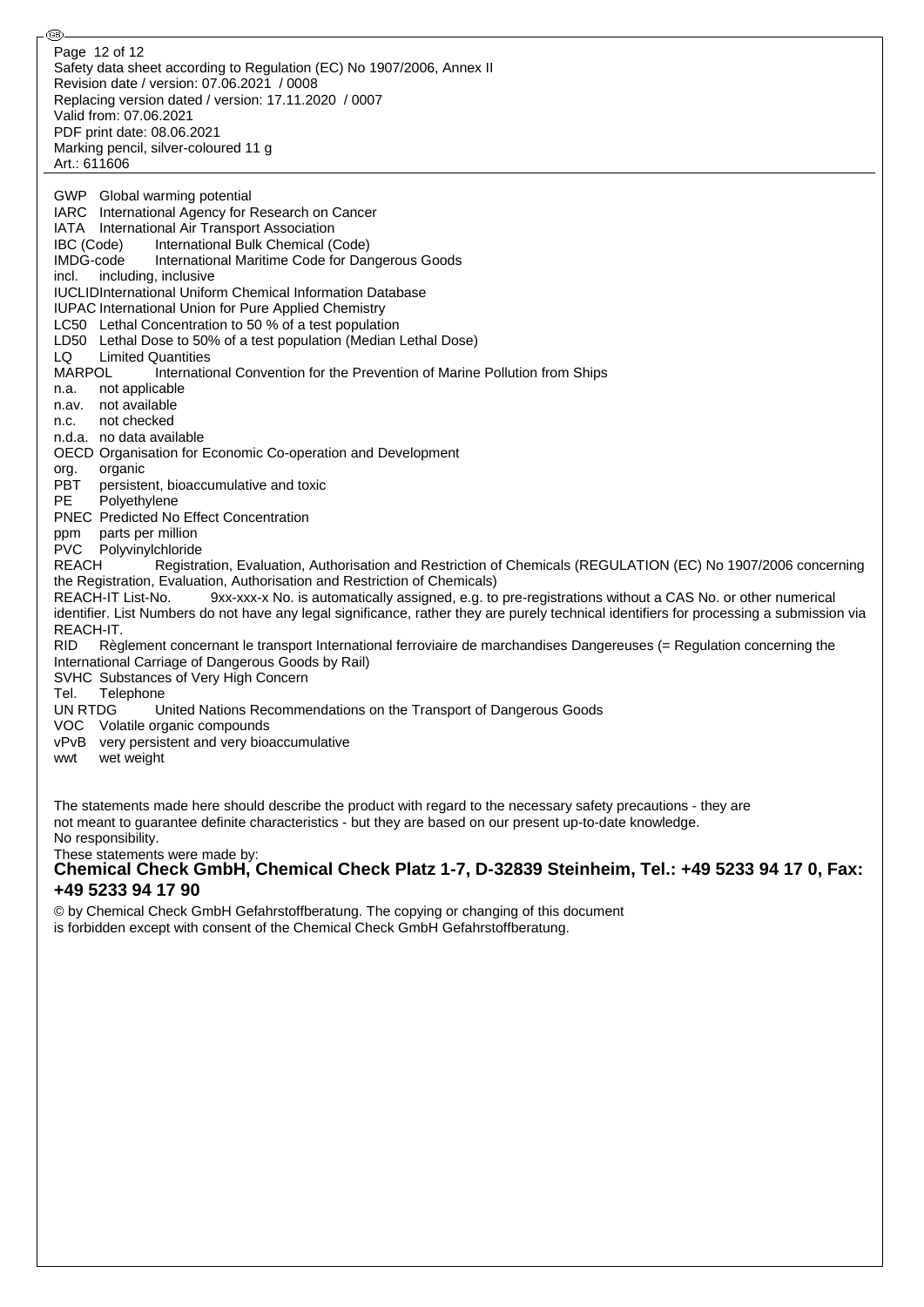GWP Global warming potential
IARC International Agency for Research on Cancer
IATA International Air Transport Association
IBC (Code) International Bulk Chemical (Code)
IMDG-code International Maritime Code for Dangerous Goods
incl. including, inclusive
IUCLID International Uniform Chemical Information Database
IUPAC International Union for Pure Applied Chemistry
LC50 Lethal Concentration to 50 % of a test population
LD50 Lethal Dose to 50% of a test population (Median Lethal Dose)
LQ Limited Quantities
MARPOL International Convention for the Prevention of Marine Pollution from Ships
n.a. not applicable
n.av. not available
n.c. not checked
n.d.a. no data available
OECD Organisation for Economic Co-operation and Development
org. organic
PBT persistent, bioaccumulative and toxic
PE Polyethylene
PNEC Predicted No Effect Concentration
ppm parts per million
PVC Polyvinylchloride
REACH Registration, Evaluation, Authorisation and Restriction of Chemicals (REGULATION (EC) No 1907/2006 concerning the Registration, Evaluation, Authorisation and Restriction of Chemicals)
REACH-IT List-No. 9xx-xxx-x No. is automatically assigned, e.g. to pre-registrations without a CAS No. or other numerical identifier. List Numbers do not have any legal significance, rather they are purely technical identifiers for processing a submission via REACH-IT.
RID Règlement concernant le transport International ferroviaire de marchandises Dangereuses (= Regulation concerning the International Carriage of Dangerous Goods by Rail)
SVHC Substances of Very High Concern
Tel. Telephone
UN RTDG United Nations Recommendations on the Transport of Dangerous Goods
VOC Volatile organic compounds
vPvB very persistent and very bioaccumulative
wwt wet weight

The statements made here should describe the product with regard to the necessary safety precautions - they are not meant to guarantee definite characteristics - but they are based on our present up-to-date knowledge.
No responsibility.
These statements were made by:

**Chemical Check GmbH, Chemical Check Platz 1-7, D-32839 Steinheim, Tel.: +49 5233 94 17 0, Fax: +49 5233 94 17 90**

© by Chemical Check GmbH Gefahrstoffberatung. The copying or changing of this document is forbidden except with consent of the Chemical Check GmbH Gefahrstoffberatung.